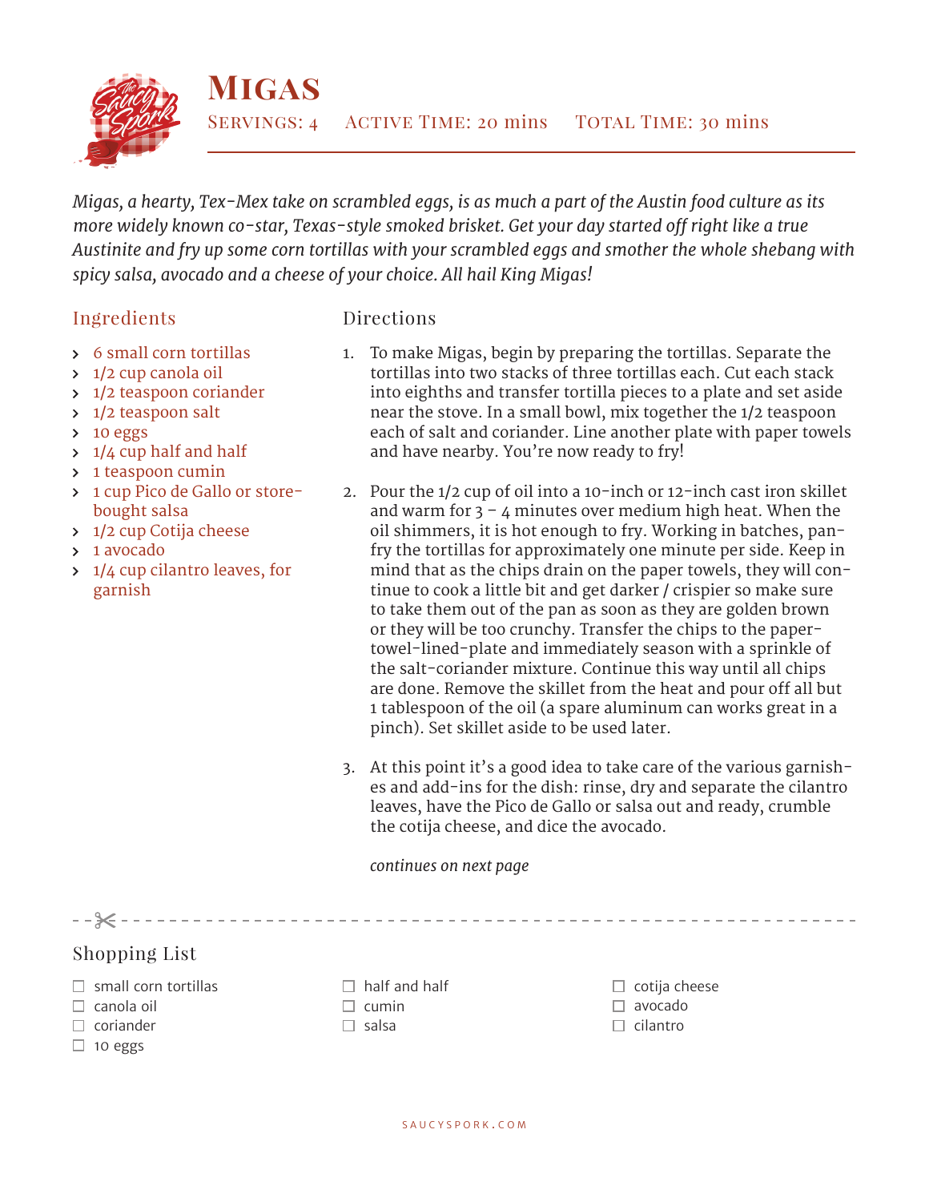# Migas

Servings: 4 Active Time: 20 mins Total Time: 30 mins

*Migas, a hearty, Tex-Mex take on scrambled eggs, is as much a part of the Austin food culture as its more widely known co-star, Texas-style smoked brisket. Get your day started off right like a true Austinite and fry up some corn tortillas with your scrambled eggs and smother the whole shebang with spicy salsa, avocado and a cheese of your choice. All hail King Migas!*

## Ingredients

- 6 small corn tortillas
- 1/2 cup canola oil
- 1/2 teaspoon coriander
- 1/2 teaspoon salt
- 10 eggs
- 1/4 cup half and half
- 1 teaspoon cumin
- 1 cup Pico de Gallo or store-bought salsa
- 1/2 cup Cotija cheese
- 1 avocado
- 1/4 cup cilantro leaves, for garnish

## Directions

1. To make Migas, begin by preparing the tortillas. Separate the tortillas into two stacks of three tortillas each. Cut each stack into eighths and transfer tortilla pieces to a plate and set aside near the stove. In a small bowl, mix together the 1/2 teaspoon each of salt and coriander. Line another plate with paper towels and have nearby. You're now ready to fry!

2. Pour the 1/2 cup of oil into a 10-inch or 12-inch cast iron skillet and warm for 3 – 4 minutes over medium high heat. When the oil shimmers, it is hot enough to fry. Working in batches, pan-fry the tortillas for approximately one minute per side. Keep in mind that as the chips drain on the paper towels, they will continue to cook a little bit and get darker / crispier so make sure to take them out of the pan as soon as they are golden brown or they will be too crunchy. Transfer the chips to the paper-towel-lined-plate and immediately season with a sprinkle of the salt-coriander mixture. Continue this way until all chips are done. Remove the skillet from the heat and pour off all but 1 tablespoon of the oil (a spare aluminum can works great in a pinch). Set skillet aside to be used later.

3. At this point it's a good idea to take care of the various garnishes and add-ins for the dish: rinse, dry and separate the cilantro leaves, have the Pico de Gallo or salsa out and ready, crumble the cotija cheese, and dice the avocado.

*continues on next page*

## Shopping List

- ☐ small corn tortillas
- ☐ canola oil
- ☐ coriander
- ☐ 10 eggs
- ☐ half and half
- ☐ cumin
- ☐ salsa
- ☐ cotija cheese
- ☐ avocado
- ☐ cilantro

SAUCYSPORK.COM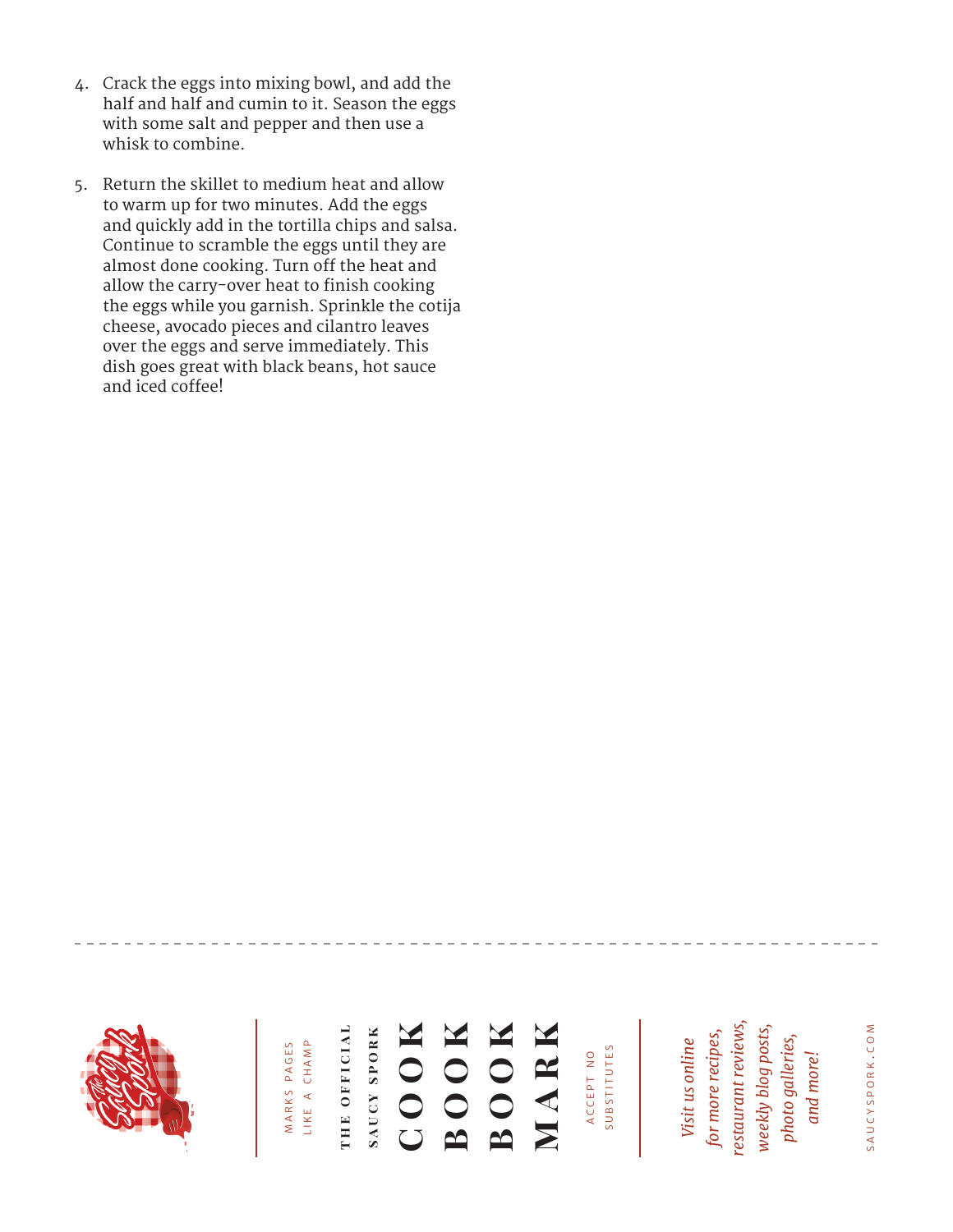4. Crack the eggs into mixing bowl, and add the half and half and cumin to it. Season the eggs with some salt and pepper and then use a whisk to combine.

5. Return the skillet to medium heat and allow to warm up for two minutes. Add the eggs and quickly add in the tortilla chips and salsa. Continue to scramble the eggs until they are almost done cooking. Turn off the heat and allow the carry-over heat to finish cooking the eggs while you garnish. Sprinkle the cotija cheese, avocado pieces and cilantro leaves over the eggs and serve immediately. This dish goes great with black beans, hot sauce and iced coffee!

---

MARKS PAGES LIKE A CHAMP

THE OFFICIAL SAUCY SPORK

**COOK BOOK BOOK MARK**

ACCEPT NO SUBSTITUTES

*Visit us online for more recipes, restaurant reviews, weekly blog posts, photo galleries, and more!*

SAUCYSPORK.COM